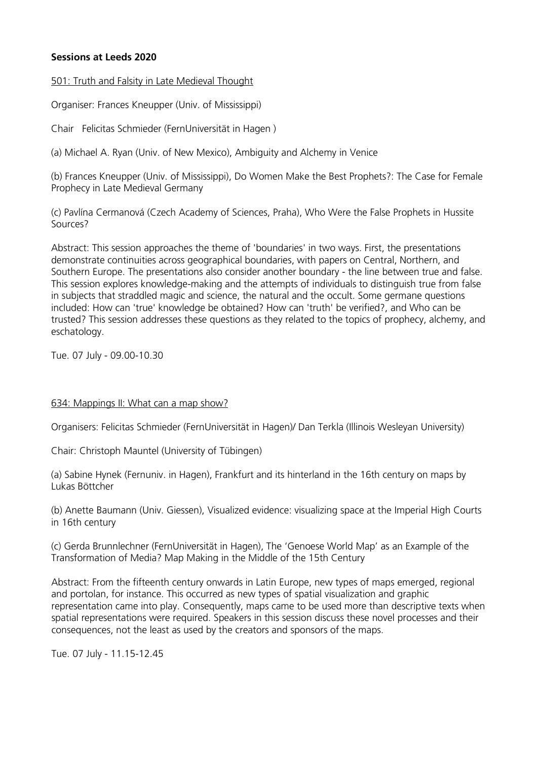**Sessions at Leeds 2020**

501: Truth and Falsity in Late Medieval Thought

Organiser: Frances Kneupper (Univ. of Mississippi)

Chair Felicitas Schmieder (FernUniversität in Hagen )

(a) Michael A. Ryan (Univ. of New Mexico), Ambiguity and Alchemy in Venice

(b) Frances Kneupper (Univ. of Mississippi), Do Women Make the Best Prophets?: The Case for Female Prophecy in Late Medieval Germany

(c) Pavlína Cermanová (Czech Academy of Sciences, Praha), Who Were the False Prophets in Hussite Sources?

Abstract: This session approaches the theme of 'boundaries' in two ways. First, the presentations demonstrate continuities across geographical boundaries, with papers on Central, Northern, and Southern Europe. The presentations also consider another boundary - the line between true and false. This session explores knowledge-making and the attempts of individuals to distinguish true from false in subjects that straddled magic and science, the natural and the occult. Some germane questions included: How can 'true' knowledge be obtained? How can 'truth' be verified?, and Who can be trusted? This session addresses these questions as they related to the topics of prophecy, alchemy, and eschatology.

Tue. 07 July - 09.00-10.30

634: Mappings II: What can a map show?

Organisers: Felicitas Schmieder (FernUniversität in Hagen)/ Dan Terkla (Illinois Wesleyan University)

Chair: Christoph Mauntel (University of Tübingen)

(a) Sabine Hynek (Fernuniv. in Hagen), Frankfurt and its hinterland in the 16th century on maps by Lukas Böttcher

(b) Anette Baumann (Univ. Giessen), Visualized evidence: visualizing space at the Imperial High Courts in 16th century

(c) Gerda Brunnlechner (FernUniversität in Hagen), The 'Genoese World Map' as an Example of the Transformation of Media? Map Making in the Middle of the 15th Century

Abstract: From the fifteenth century onwards in Latin Europe, new types of maps emerged, regional and portolan, for instance. This occurred as new types of spatial visualization and graphic representation came into play. Consequently, maps came to be used more than descriptive texts when spatial representations were required. Speakers in this session discuss these novel processes and their consequences, not the least as used by the creators and sponsors of the maps.

Tue. 07 July - 11.15-12.45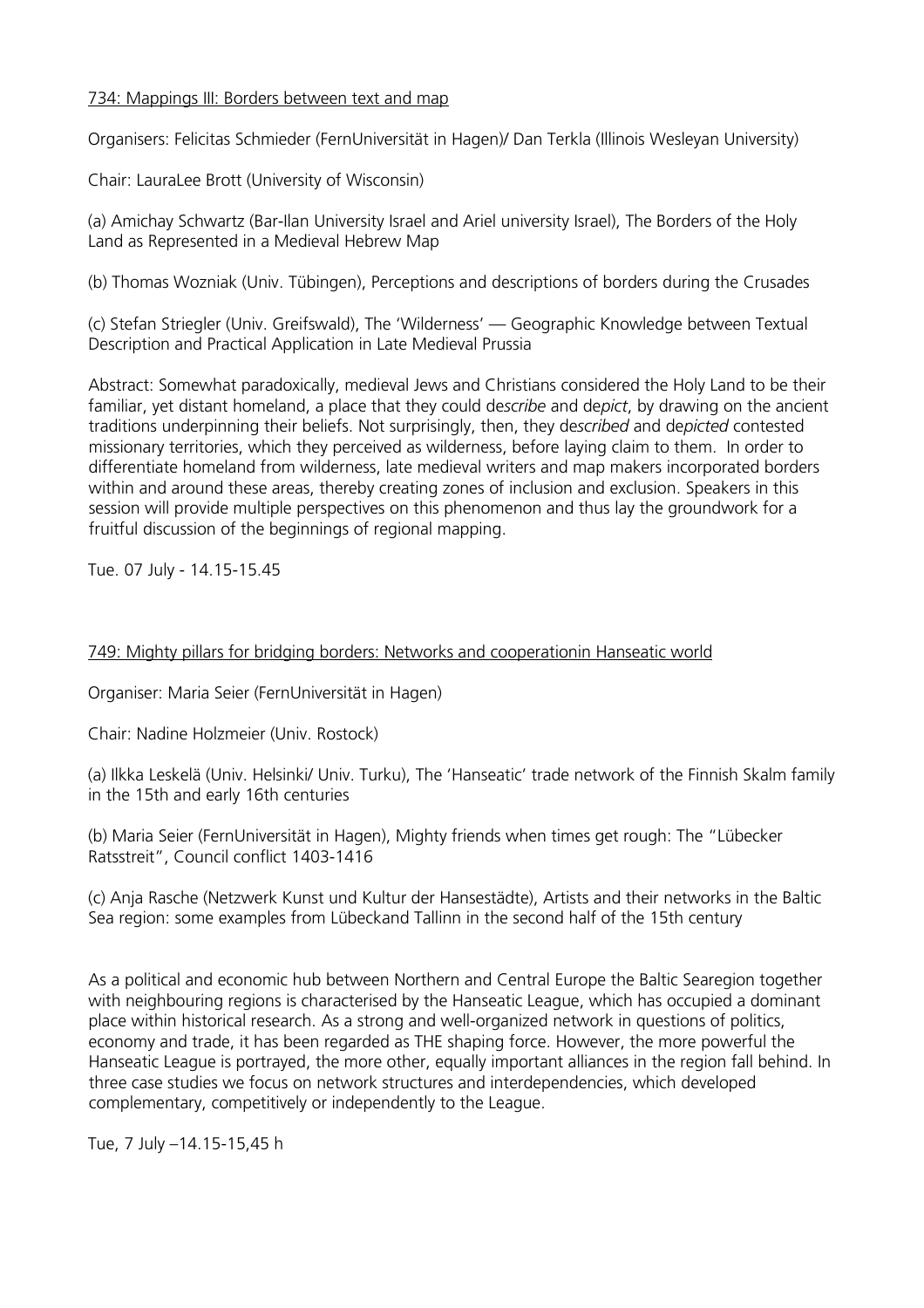## 734: Mappings III: Borders between text and map

Organisers: Felicitas Schmieder (FernUniversität in Hagen)/ Dan Terkla (Illinois Wesleyan University)

Chair: LauraLee Brott (University of Wisconsin)

(a) Amichay Schwartz (Bar-Ilan University Israel and Ariel university Israel), The Borders of the Holy Land as Represented in a Medieval Hebrew Map

(b) Thomas Wozniak (Univ. Tübingen), Perceptions and descriptions of borders during the Crusades

(c) Stefan Striegler (Univ. Greifswald), The 'Wilderness' — Geographic Knowledge between Textual Description and Practical Application in Late Medieval Prussia

Abstract: Somewhat paradoxically, medieval Jews and Christians considered the Holy Land to be their familiar, yet distant homeland, a place that they could de*scribe* and de*pict*, by drawing on the ancient traditions underpinning their beliefs. Not surprisingly, then, they de*scribed* and de*picted* contested missionary territories, which they perceived as wilderness, before laying claim to them. In order to differentiate homeland from wilderness, late medieval writers and map makers incorporated borders within and around these areas, thereby creating zones of inclusion and exclusion. Speakers in this session will provide multiple perspectives on this phenomenon and thus lay the groundwork for a fruitful discussion of the beginnings of regional mapping.

Tue. 07 July - 14.15-15.45

## 749: Mighty pillars for bridging borders: Networks and cooperationin Hanseatic world

Organiser: Maria Seier (FernUniversität in Hagen)

Chair: Nadine Holzmeier (Univ. Rostock)

(a) Ilkka Leskelä (Univ. Helsinki/ Univ. Turku), The 'Hanseatic' trade network of the Finnish Skalm family in the 15th and early 16th centuries

(b) Maria Seier (FernUniversität in Hagen), Mighty friends when times get rough: The "Lübecker Ratsstreit", Council conflict 1403-1416

(c) Anja Rasche (Netzwerk Kunst und Kultur der Hansestädte), Artists and their networks in the Baltic Sea region: some examples from Lübeckand Tallinn in the second half of the 15th century

As a political and economic hub between Northern and Central Europe the Baltic Searegion together with neighbouring regions is characterised by the Hanseatic League, which has occupied a dominant place within historical research. As a strong and well-organized network in questions of politics, economy and trade, it has been regarded as THE shaping force. However, the more powerful the Hanseatic League is portrayed, the more other, equally important alliances in the region fall behind. In three case studies we focus on network structures and interdependencies, which developed complementary, competitively or independently to the League.

Tue, 7 July –14.15-15,45 h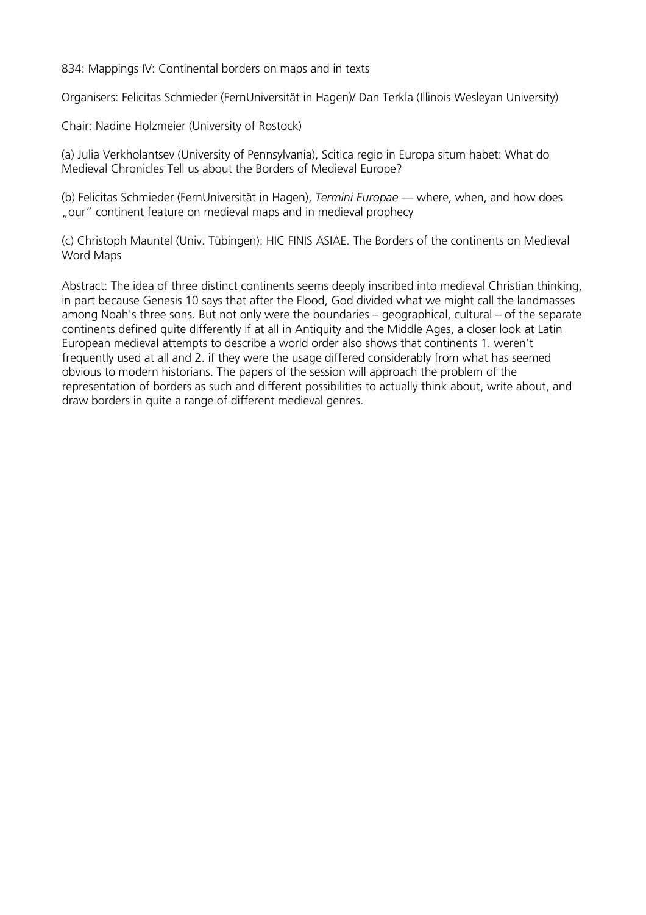834: Mappings IV: Continental borders on maps and in texts

Organisers: Felicitas Schmieder (FernUniversität in Hagen)/ Dan Terkla (Illinois Wesleyan University)

Chair: Nadine Holzmeier (University of Rostock)

(a) Julia Verkholantsev (University of Pennsylvania), Scitica regio in Europa situm habet: What do Medieval Chronicles Tell us about the Borders of Medieval Europe?

(b) Felicitas Schmieder (FernUniversität in Hagen), *Termini Europae* — where, when, and how does „our" continent feature on medieval maps and in medieval prophecy

(c) Christoph Mauntel (Univ. Tübingen): HIC FINIS ASIAE. The Borders of the continents on Medieval Word Maps

Abstract: The idea of three distinct continents seems deeply inscribed into medieval Christian thinking, in part because Genesis 10 says that after the Flood, God divided what we might call the landmasses among Noah's three sons. But not only were the boundaries – geographical, cultural – of the separate continents defined quite differently if at all in Antiquity and the Middle Ages, a closer look at Latin European medieval attempts to describe a world order also shows that continents 1. weren't frequently used at all and 2. if they were the usage differed considerably from what has seemed obvious to modern historians. The papers of the session will approach the problem of the representation of borders as such and different possibilities to actually think about, write about, and draw borders in quite a range of different medieval genres.